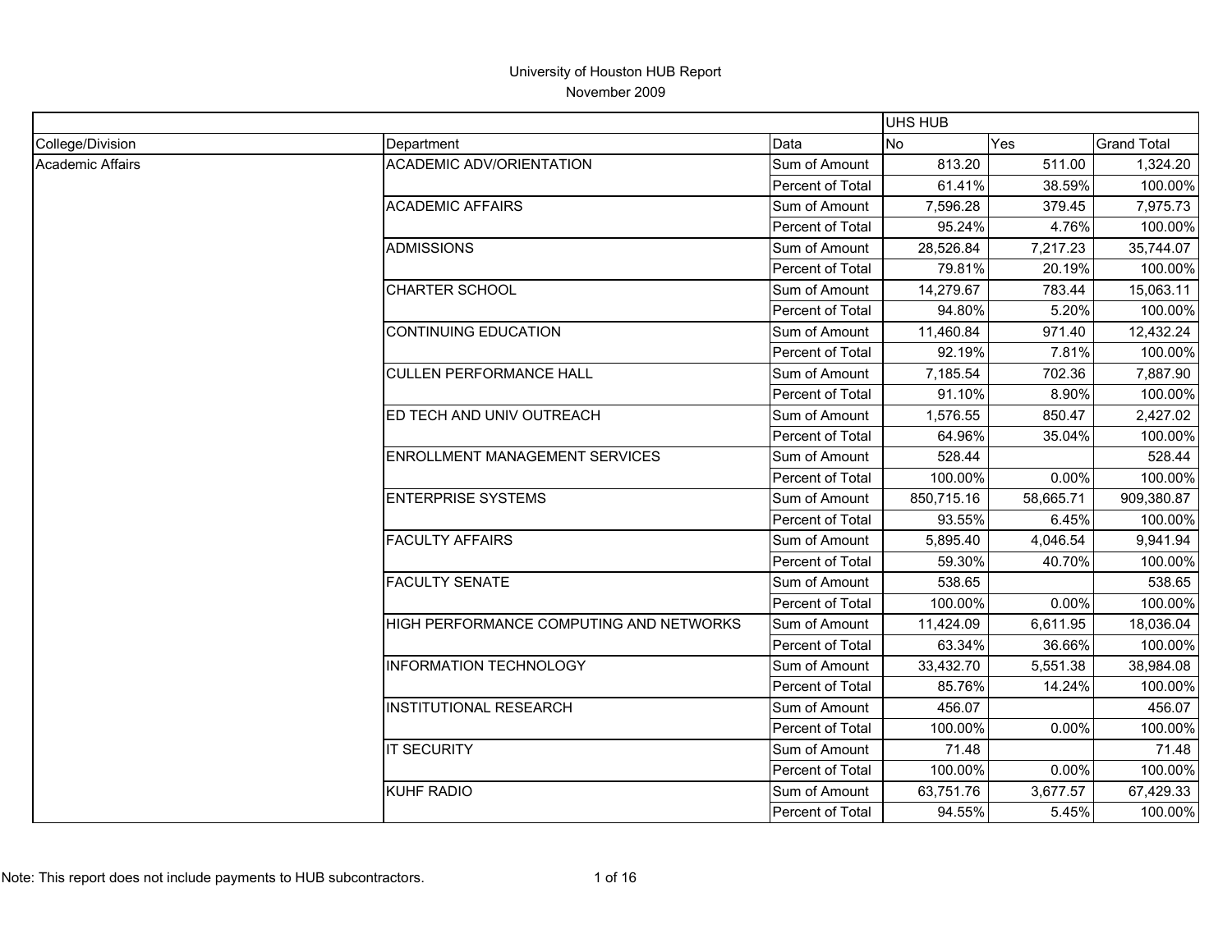University of Houston HUB Report

November 2009

| | | | UHS HUB | | |
|---|---|---|---|---|---|
| College/Division | Department | Data | No | Yes | Grand Total |
| Academic Affairs | ACADEMIC ADV/ORIENTATION | Sum of Amount | 813.20 | 511.00 | 1,324.20 |
| | | Percent of Total | 61.41% | 38.59% | 100.00% |
| | ACADEMIC AFFAIRS | Sum of Amount | 7,596.28 | 379.45 | 7,975.73 |
| | | Percent of Total | 95.24% | 4.76% | 100.00% |
| | ADMISSIONS | Sum of Amount | 28,526.84 | 7,217.23 | 35,744.07 |
| | | Percent of Total | 79.81% | 20.19% | 100.00% |
| | CHARTER SCHOOL | Sum of Amount | 14,279.67 | 783.44 | 15,063.11 |
| | | Percent of Total | 94.80% | 5.20% | 100.00% |
| | CONTINUING EDUCATION | Sum of Amount | 11,460.84 | 971.40 | 12,432.24 |
| | | Percent of Total | 92.19% | 7.81% | 100.00% |
| | CULLEN PERFORMANCE HALL | Sum of Amount | 7,185.54 | 702.36 | 7,887.90 |
| | | Percent of Total | 91.10% | 8.90% | 100.00% |
| | ED TECH AND UNIV OUTREACH | Sum of Amount | 1,576.55 | 850.47 | 2,427.02 |
| | | Percent of Total | 64.96% | 35.04% | 100.00% |
| | ENROLLMENT MANAGEMENT SERVICES | Sum of Amount | 528.44 | | 528.44 |
| | | Percent of Total | 100.00% | 0.00% | 100.00% |
| | ENTERPRISE SYSTEMS | Sum of Amount | 850,715.16 | 58,665.71 | 909,380.87 |
| | | Percent of Total | 93.55% | 6.45% | 100.00% |
| | FACULTY AFFAIRS | Sum of Amount | 5,895.40 | 4,046.54 | 9,941.94 |
| | | Percent of Total | 59.30% | 40.70% | 100.00% |
| | FACULTY SENATE | Sum of Amount | 538.65 | | 538.65 |
| | | Percent of Total | 100.00% | 0.00% | 100.00% |
| | HIGH PERFORMANCE COMPUTING AND NETWORKS | Sum of Amount | 11,424.09 | 6,611.95 | 18,036.04 |
| | | Percent of Total | 63.34% | 36.66% | 100.00% |
| | INFORMATION TECHNOLOGY | Sum of Amount | 33,432.70 | 5,551.38 | 38,984.08 |
| | | Percent of Total | 85.76% | 14.24% | 100.00% |
| | INSTITUTIONAL RESEARCH | Sum of Amount | 456.07 | | 456.07 |
| | | Percent of Total | 100.00% | 0.00% | 100.00% |
| | IT SECURITY | Sum of Amount | 71.48 | | 71.48 |
| | | Percent of Total | 100.00% | 0.00% | 100.00% |
| | KUHF RADIO | Sum of Amount | 63,751.76 | 3,677.57 | 67,429.33 |
| | | Percent of Total | 94.55% | 5.45% | 100.00% |

Note: This report does not include payments to HUB subcontractors.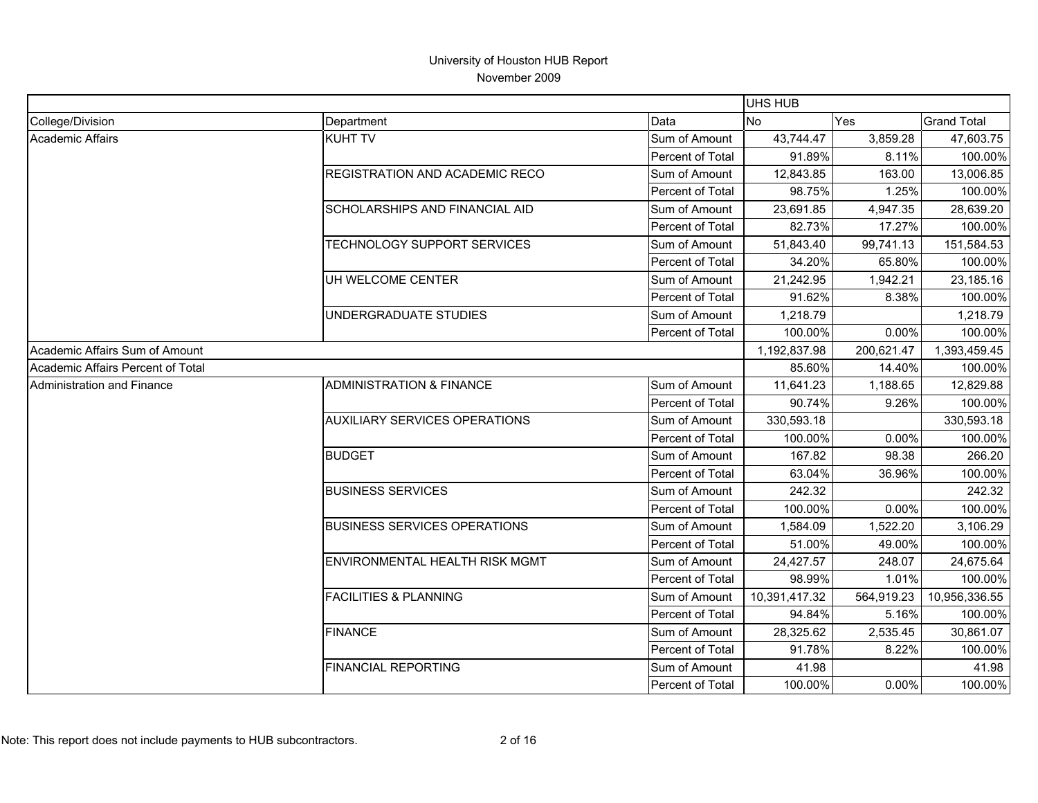# University of Houston HUB Report

November 2009

| | | | UHS HUB | | |
|---|---|---|---|---|---|
| College/Division | Department | Data | No | Yes | Grand Total |
| Academic Affairs | KUHT TV | Sum of Amount | 43,744.47 | 3,859.28 | 47,603.75 |
| | | Percent of Total | 91.89% | 8.11% | 100.00% |
| | REGISTRATION AND ACADEMIC RECO | Sum of Amount | 12,843.85 | 163.00 | 13,006.85 |
| | | Percent of Total | 98.75% | 1.25% | 100.00% |
| | SCHOLARSHIPS AND FINANCIAL AID | Sum of Amount | 23,691.85 | 4,947.35 | 28,639.20 |
| | | Percent of Total | 82.73% | 17.27% | 100.00% |
| | TECHNOLOGY SUPPORT SERVICES | Sum of Amount | 51,843.40 | 99,741.13 | 151,584.53 |
| | | Percent of Total | 34.20% | 65.80% | 100.00% |
| | UH WELCOME CENTER | Sum of Amount | 21,242.95 | 1,942.21 | 23,185.16 |
| | | Percent of Total | 91.62% | 8.38% | 100.00% |
| | UNDERGRADUATE STUDIES | Sum of Amount | 1,218.79 | | 1,218.79 |
| | | Percent of Total | 100.00% | 0.00% | 100.00% |
| Academic Affairs Sum of Amount | | | 1,192,837.98 | 200,621.47 | 1,393,459.45 |
| Academic Affairs Percent of Total | | | 85.60% | 14.40% | 100.00% |
| Administration and Finance | ADMINISTRATION & FINANCE | Sum of Amount | 11,641.23 | 1,188.65 | 12,829.88 |
| | | Percent of Total | 90.74% | 9.26% | 100.00% |
| | AUXILIARY SERVICES OPERATIONS | Sum of Amount | 330,593.18 | | 330,593.18 |
| | | Percent of Total | 100.00% | 0.00% | 100.00% |
| | BUDGET | Sum of Amount | 167.82 | 98.38 | 266.20 |
| | | Percent of Total | 63.04% | 36.96% | 100.00% |
| | BUSINESS SERVICES | Sum of Amount | 242.32 | | 242.32 |
| | | Percent of Total | 100.00% | 0.00% | 100.00% |
| | BUSINESS SERVICES OPERATIONS | Sum of Amount | 1,584.09 | 1,522.20 | 3,106.29 |
| | | Percent of Total | 51.00% | 49.00% | 100.00% |
| | ENVIRONMENTAL HEALTH RISK MGMT | Sum of Amount | 24,427.57 | 248.07 | 24,675.64 |
| | | Percent of Total | 98.99% | 1.01% | 100.00% |
| | FACILITIES & PLANNING | Sum of Amount | 10,391,417.32 | 564,919.23 | 10,956,336.55 |
| | | Percent of Total | 94.84% | 5.16% | 100.00% |
| | FINANCE | Sum of Amount | 28,325.62 | 2,535.45 | 30,861.07 |
| | | Percent of Total | 91.78% | 8.22% | 100.00% |
| | FINANCIAL REPORTING | Sum of Amount | 41.98 | | 41.98 |
| | | Percent of Total | 100.00% | 0.00% | 100.00% |

Note: This report does not include payments to HUB subcontractors.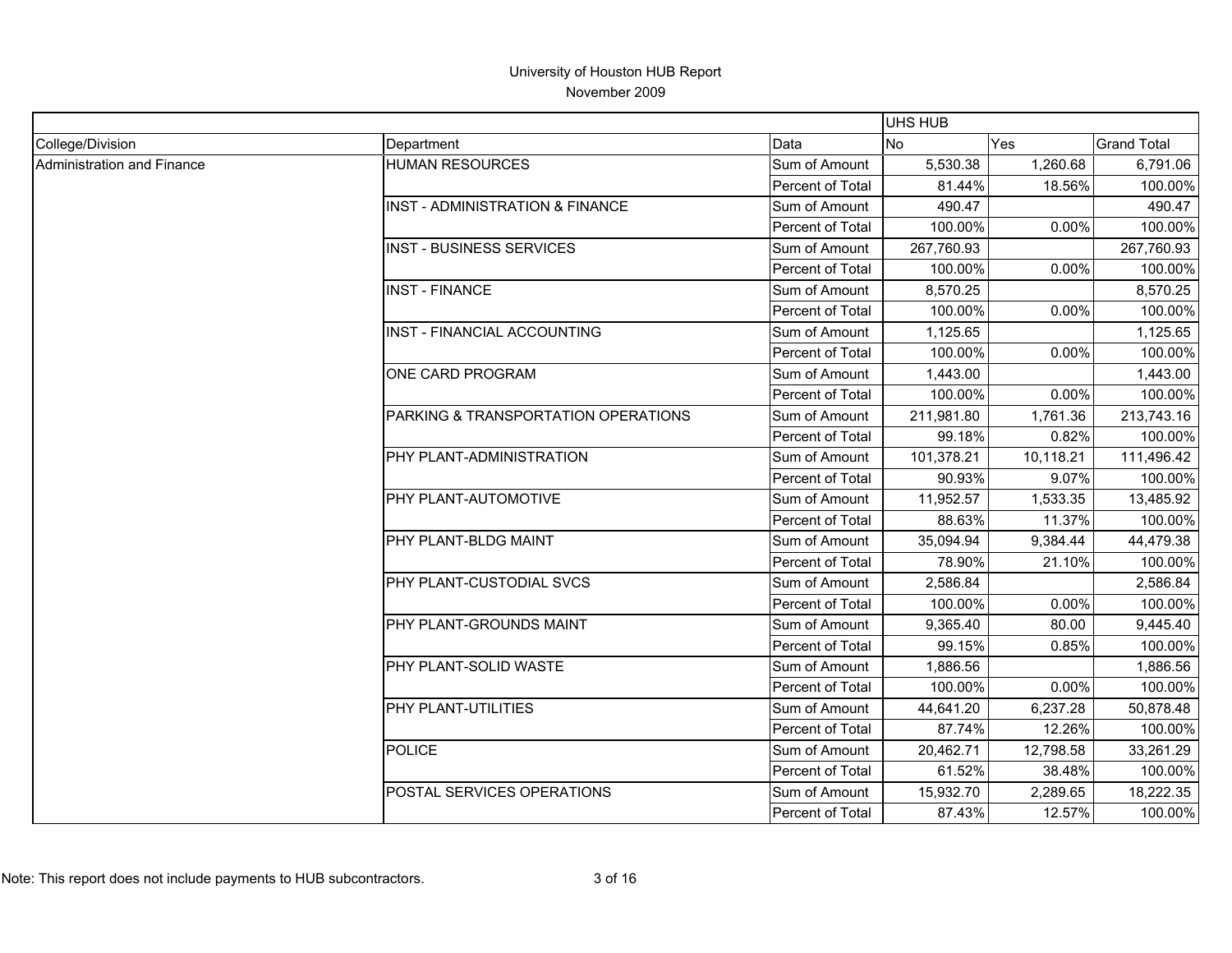# University of Houston HUB Report

November 2009

| | | | UHS HUB | | |
|---|---|---|---|---|---|
| College/Division | Department | Data | No | Yes | Grand Total |
| Administration and Finance | HUMAN RESOURCES | Sum of Amount | 5,530.38 | 1,260.68 | 6,791.06 |
| | | Percent of Total | 81.44% | 18.56% | 100.00% |
| | INST - ADMINISTRATION & FINANCE | Sum of Amount | 490.47 | | 490.47 |
| | | Percent of Total | 100.00% | 0.00% | 100.00% |
| | INST - BUSINESS SERVICES | Sum of Amount | 267,760.93 | | 267,760.93 |
| | | Percent of Total | 100.00% | 0.00% | 100.00% |
| | INST - FINANCE | Sum of Amount | 8,570.25 | | 8,570.25 |
| | | Percent of Total | 100.00% | 0.00% | 100.00% |
| | INST - FINANCIAL ACCOUNTING | Sum of Amount | 1,125.65 | | 1,125.65 |
| | | Percent of Total | 100.00% | 0.00% | 100.00% |
| | ONE CARD PROGRAM | Sum of Amount | 1,443.00 | | 1,443.00 |
| | | Percent of Total | 100.00% | 0.00% | 100.00% |
| | PARKING & TRANSPORTATION OPERATIONS | Sum of Amount | 211,981.80 | 1,761.36 | 213,743.16 |
| | | Percent of Total | 99.18% | 0.82% | 100.00% |
| | PHY PLANT-ADMINISTRATION | Sum of Amount | 101,378.21 | 10,118.21 | 111,496.42 |
| | | Percent of Total | 90.93% | 9.07% | 100.00% |
| | PHY PLANT-AUTOMOTIVE | Sum of Amount | 11,952.57 | 1,533.35 | 13,485.92 |
| | | Percent of Total | 88.63% | 11.37% | 100.00% |
| | PHY PLANT-BLDG MAINT | Sum of Amount | 35,094.94 | 9,384.44 | 44,479.38 |
| | | Percent of Total | 78.90% | 21.10% | 100.00% |
| | PHY PLANT-CUSTODIAL SVCS | Sum of Amount | 2,586.84 | | 2,586.84 |
| | | Percent of Total | 100.00% | 0.00% | 100.00% |
| | PHY PLANT-GROUNDS MAINT | Sum of Amount | 9,365.40 | 80.00 | 9,445.40 |
| | | Percent of Total | 99.15% | 0.85% | 100.00% |
| | PHY PLANT-SOLID WASTE | Sum of Amount | 1,886.56 | | 1,886.56 |
| | | Percent of Total | 100.00% | 0.00% | 100.00% |
| | PHY PLANT-UTILITIES | Sum of Amount | 44,641.20 | 6,237.28 | 50,878.48 |
| | | Percent of Total | 87.74% | 12.26% | 100.00% |
| | POLICE | Sum of Amount | 20,462.71 | 12,798.58 | 33,261.29 |
| | | Percent of Total | 61.52% | 38.48% | 100.00% |
| | POSTAL SERVICES OPERATIONS | Sum of Amount | 15,932.70 | 2,289.65 | 18,222.35 |
| | | Percent of Total | 87.43% | 12.57% | 100.00% |

Note: This report does not include payments to HUB subcontractors.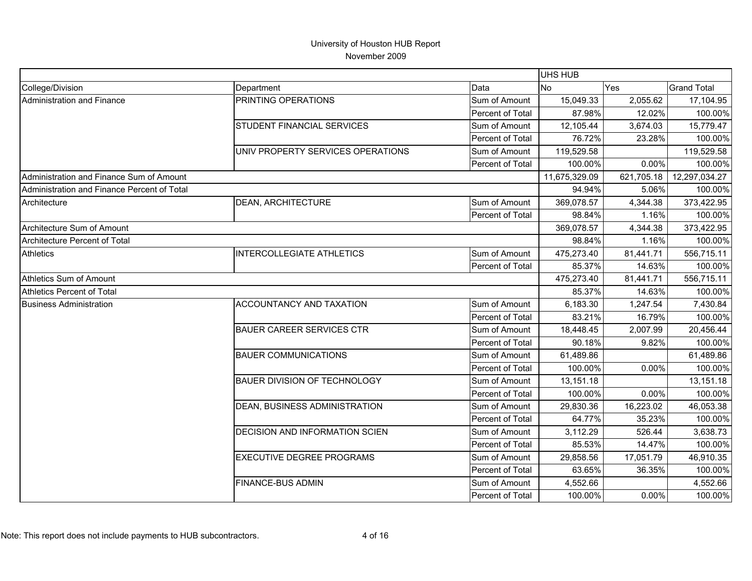University of Houston HUB Report

November 2009

| College/Division | Department | Data | UHS HUB No | Yes | Grand Total |
|---|---|---|---|---|---|
| Administration and Finance | PRINTING OPERATIONS | Sum of Amount | 15,049.33 | 2,055.62 | 17,104.95 |
| | | Percent of Total | 87.98% | 12.02% | 100.00% |
| | STUDENT FINANCIAL SERVICES | Sum of Amount | 12,105.44 | 3,674.03 | 15,779.47 |
| | | Percent of Total | 76.72% | 23.28% | 100.00% |
| | UNIV PROPERTY SERVICES OPERATIONS | Sum of Amount | 119,529.58 | | 119,529.58 |
| | | Percent of Total | 100.00% | 0.00% | 100.00% |
| Administration and Finance Sum of Amount | | | 11,675,329.09 | 621,705.18 | 12,297,034.27 |
| Administration and Finance Percent of Total | | | 94.94% | 5.06% | 100.00% |
| Architecture | DEAN, ARCHITECTURE | Sum of Amount | 369,078.57 | 4,344.38 | 373,422.95 |
| | | Percent of Total | 98.84% | 1.16% | 100.00% |
| Architecture Sum of Amount | | | 369,078.57 | 4,344.38 | 373,422.95 |
| Architecture Percent of Total | | | 98.84% | 1.16% | 100.00% |
| Athletics | INTERCOLLEGIATE ATHLETICS | Sum of Amount | 475,273.40 | 81,441.71 | 556,715.11 |
| | | Percent of Total | 85.37% | 14.63% | 100.00% |
| Athletics Sum of Amount | | | 475,273.40 | 81,441.71 | 556,715.11 |
| Athletics Percent of Total | | | 85.37% | 14.63% | 100.00% |
| Business Administration | ACCOUNTANCY AND TAXATION | Sum of Amount | 6,183.30 | 1,247.54 | 7,430.84 |
| | | Percent of Total | 83.21% | 16.79% | 100.00% |
| | BAUER CAREER SERVICES CTR | Sum of Amount | 18,448.45 | 2,007.99 | 20,456.44 |
| | | Percent of Total | 90.18% | 9.82% | 100.00% |
| | BAUER COMMUNICATIONS | Sum of Amount | 61,489.86 | | 61,489.86 |
| | | Percent of Total | 100.00% | 0.00% | 100.00% |
| | BAUER DIVISION OF TECHNOLOGY | Sum of Amount | 13,151.18 | | 13,151.18 |
| | | Percent of Total | 100.00% | 0.00% | 100.00% |
| | DEAN, BUSINESS ADMINISTRATION | Sum of Amount | 29,830.36 | 16,223.02 | 46,053.38 |
| | | Percent of Total | 64.77% | 35.23% | 100.00% |
| | DECISION AND INFORMATION SCIEN | Sum of Amount | 3,112.29 | 526.44 | 3,638.73 |
| | | Percent of Total | 85.53% | 14.47% | 100.00% |
| | EXECUTIVE DEGREE PROGRAMS | Sum of Amount | 29,858.56 | 17,051.79 | 46,910.35 |
| | | Percent of Total | 63.65% | 36.35% | 100.00% |
| | FINANCE-BUS ADMIN | Sum of Amount | 4,552.66 | | 4,552.66 |
| | | Percent of Total | 100.00% | 0.00% | 100.00% |

Note: This report does not include payments to HUB subcontractors.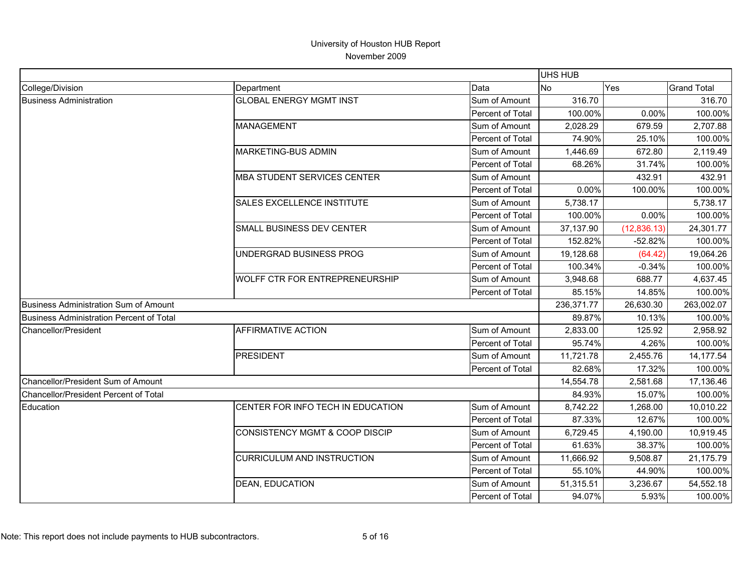# University of Houston HUB Report

November 2009

| | | | UHS HUB | | |
|---|---|---|---|---|---|
| College/Division | Department | Data | No | Yes | Grand Total |
| Business Administration | GLOBAL ENERGY MGMT INST | Sum of Amount | 316.70 | | 316.70 |
| | | Percent of Total | 100.00% | 0.00% | 100.00% |
| | MANAGEMENT | Sum of Amount | 2,028.29 | 679.59 | 2,707.88 |
| | | Percent of Total | 74.90% | 25.10% | 100.00% |
| | MARKETING-BUS ADMIN | Sum of Amount | 1,446.69 | 672.80 | 2,119.49 |
| | | Percent of Total | 68.26% | 31.74% | 100.00% |
| | MBA STUDENT SERVICES CENTER | Sum of Amount | | 432.91 | 432.91 |
| | | Percent of Total | 0.00% | 100.00% | 100.00% |
| | SALES EXCELLENCE INSTITUTE | Sum of Amount | 5,738.17 | | 5,738.17 |
| | | Percent of Total | 100.00% | 0.00% | 100.00% |
| | SMALL BUSINESS DEV CENTER | Sum of Amount | 37,137.90 | (12,836.13) | 24,301.77 |
| | | Percent of Total | 152.82% | -52.82% | 100.00% |
| | UNDERGRAD BUSINESS PROG | Sum of Amount | 19,128.68 | (64.42) | 19,064.26 |
| | | Percent of Total | 100.34% | -0.34% | 100.00% |
| | WOLFF CTR FOR ENTREPRENEURSHIP | Sum of Amount | 3,948.68 | 688.77 | 4,637.45 |
| | | Percent of Total | 85.15% | 14.85% | 100.00% |
| Business Administration Sum of Amount | | | 236,371.77 | 26,630.30 | 263,002.07 |
| Business Administration Percent of Total | | | 89.87% | 10.13% | 100.00% |
| Chancellor/President | AFFIRMATIVE ACTION | Sum of Amount | 2,833.00 | 125.92 | 2,958.92 |
| | | Percent of Total | 95.74% | 4.26% | 100.00% |
| | PRESIDENT | Sum of Amount | 11,721.78 | 2,455.76 | 14,177.54 |
| | | Percent of Total | 82.68% | 17.32% | 100.00% |
| Chancellor/President Sum of Amount | | | 14,554.78 | 2,581.68 | 17,136.46 |
| Chancellor/President Percent of Total | | | 84.93% | 15.07% | 100.00% |
| Education | CENTER FOR INFO TECH IN EDUCATION | Sum of Amount | 8,742.22 | 1,268.00 | 10,010.22 |
| | | Percent of Total | 87.33% | 12.67% | 100.00% |
| | CONSISTENCY MGMT & COOP DISCIP | Sum of Amount | 6,729.45 | 4,190.00 | 10,919.45 |
| | | Percent of Total | 61.63% | 38.37% | 100.00% |
| | CURRICULUM AND INSTRUCTION | Sum of Amount | 11,666.92 | 9,508.87 | 21,175.79 |
| | | Percent of Total | 55.10% | 44.90% | 100.00% |
| | DEAN, EDUCATION | Sum of Amount | 51,315.51 | 3,236.67 | 54,552.18 |
| | | Percent of Total | 94.07% | 5.93% | 100.00% |

Note: This report does not include payments to HUB subcontractors.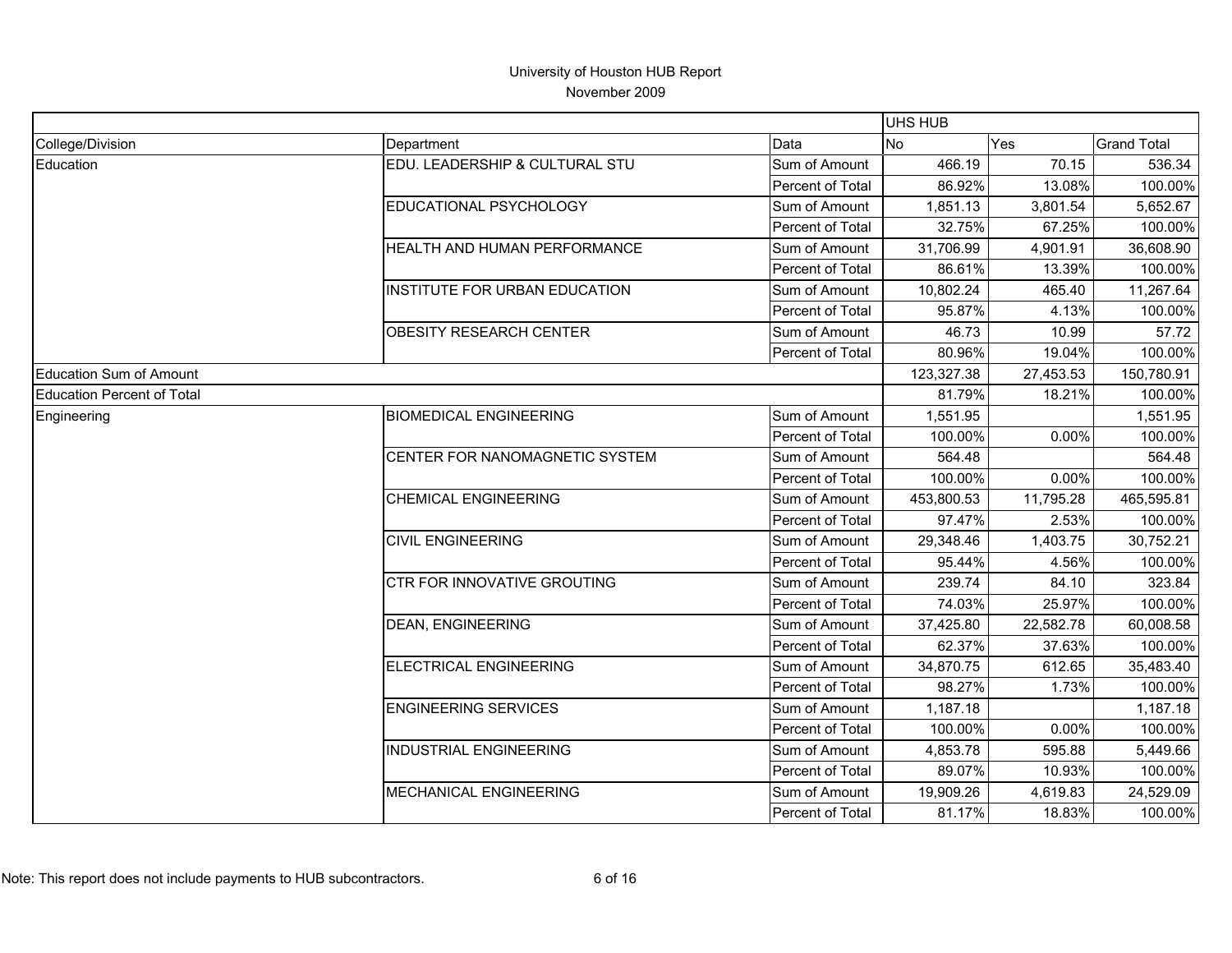University of Houston HUB Report

November 2009

| | | | UHS HUB | | |
|---|---|---|---|---|---|
| College/Division | Department | Data | No | Yes | Grand Total |
| Education | EDU. LEADERSHIP & CULTURAL STU | Sum of Amount | 466.19 | 70.15 | 536.34 |
| | | Percent of Total | 86.92% | 13.08% | 100.00% |
| | EDUCATIONAL PSYCHOLOGY | Sum of Amount | 1,851.13 | 3,801.54 | 5,652.67 |
| | | Percent of Total | 32.75% | 67.25% | 100.00% |
| | HEALTH AND HUMAN PERFORMANCE | Sum of Amount | 31,706.99 | 4,901.91 | 36,608.90 |
| | | Percent of Total | 86.61% | 13.39% | 100.00% |
| | INSTITUTE FOR URBAN EDUCATION | Sum of Amount | 10,802.24 | 465.40 | 11,267.64 |
| | | Percent of Total | 95.87% | 4.13% | 100.00% |
| | OBESITY RESEARCH CENTER | Sum of Amount | 46.73 | 10.99 | 57.72 |
| | | Percent of Total | 80.96% | 19.04% | 100.00% |
| Education Sum of Amount | | | 123,327.38 | 27,453.53 | 150,780.91 |
| Education Percent of Total | | | 81.79% | 18.21% | 100.00% |
| Engineering | BIOMEDICAL ENGINEERING | Sum of Amount | 1,551.95 | | 1,551.95 |
| | | Percent of Total | 100.00% | 0.00% | 100.00% |
| | CENTER FOR NANOMAGNETIC SYSTEM | Sum of Amount | 564.48 | | 564.48 |
| | | Percent of Total | 100.00% | 0.00% | 100.00% |
| | CHEMICAL ENGINEERING | Sum of Amount | 453,800.53 | 11,795.28 | 465,595.81 |
| | | Percent of Total | 97.47% | 2.53% | 100.00% |
| | CIVIL ENGINEERING | Sum of Amount | 29,348.46 | 1,403.75 | 30,752.21 |
| | | Percent of Total | 95.44% | 4.56% | 100.00% |
| | CTR FOR INNOVATIVE GROUTING | Sum of Amount | 239.74 | 84.10 | 323.84 |
| | | Percent of Total | 74.03% | 25.97% | 100.00% |
| | DEAN, ENGINEERING | Sum of Amount | 37,425.80 | 22,582.78 | 60,008.58 |
| | | Percent of Total | 62.37% | 37.63% | 100.00% |
| | ELECTRICAL ENGINEERING | Sum of Amount | 34,870.75 | 612.65 | 35,483.40 |
| | | Percent of Total | 98.27% | 1.73% | 100.00% |
| | ENGINEERING SERVICES | Sum of Amount | 1,187.18 | | 1,187.18 |
| | | Percent of Total | 100.00% | 0.00% | 100.00% |
| | INDUSTRIAL ENGINEERING | Sum of Amount | 4,853.78 | 595.88 | 5,449.66 |
| | | Percent of Total | 89.07% | 10.93% | 100.00% |
| | MECHANICAL ENGINEERING | Sum of Amount | 19,909.26 | 4,619.83 | 24,529.09 |
| | | Percent of Total | 81.17% | 18.83% | 100.00% |

Note: This report does not include payments to HUB subcontractors.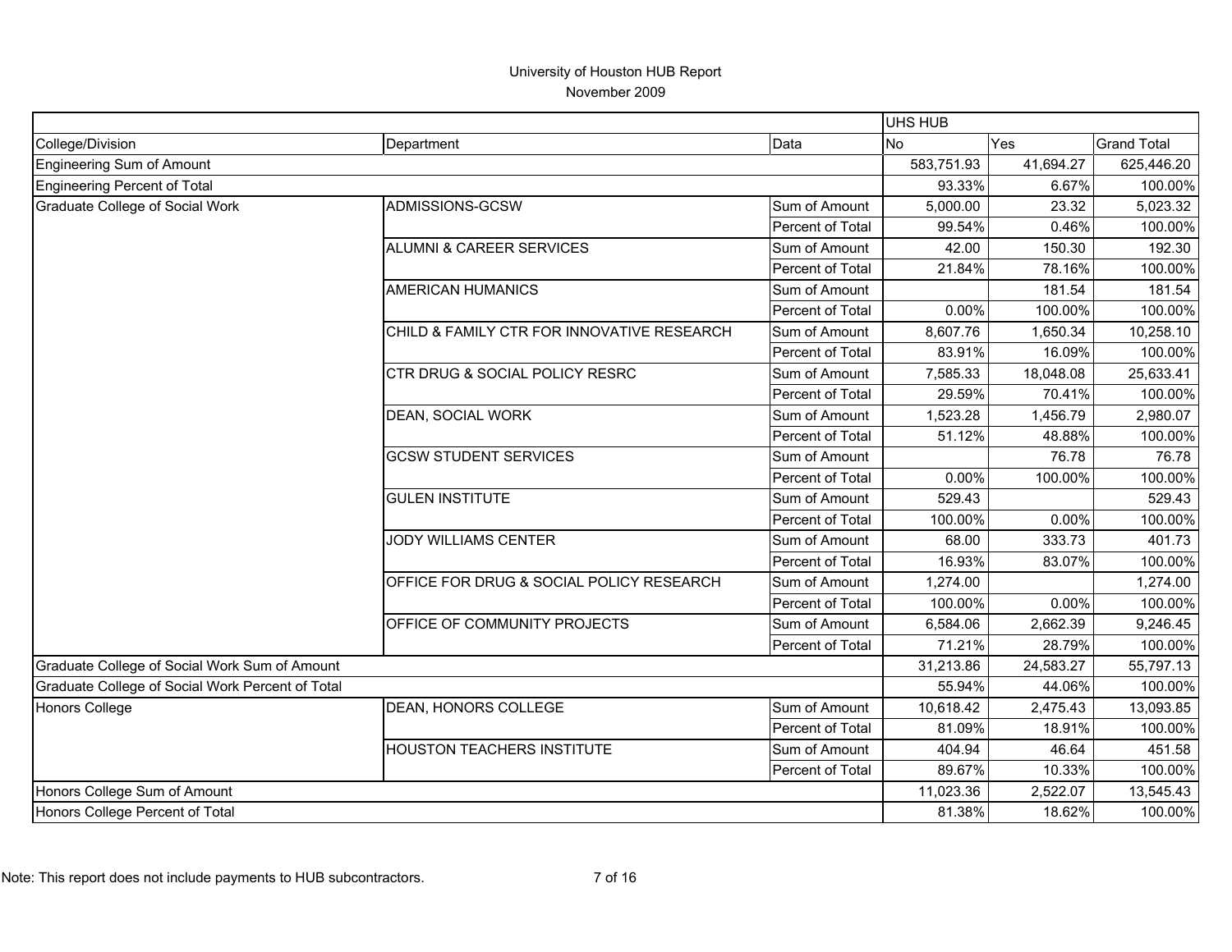# University of Houston HUB Report

November 2009

| | | | UHS HUB | | |
|---|---|---|---|---|---|
| College/Division | Department | Data | No | Yes | Grand Total |
| Engineering Sum of Amount | | | 583,751.93 | 41,694.27 | 625,446.20 |
| Engineering Percent of Total | | | 93.33% | 6.67% | 100.00% |
| Graduate College of Social Work | ADMISSIONS-GCSW | Sum of Amount | 5,000.00 | 23.32 | 5,023.32 |
| | | Percent of Total | 99.54% | 0.46% | 100.00% |
| | ALUMNI & CAREER SERVICES | Sum of Amount | 42.00 | 150.30 | 192.30 |
| | | Percent of Total | 21.84% | 78.16% | 100.00% |
| | AMERICAN HUMANICS | Sum of Amount | | 181.54 | 181.54 |
| | | Percent of Total | 0.00% | 100.00% | 100.00% |
| | CHILD & FAMILY CTR FOR INNOVATIVE RESEARCH | Sum of Amount | 8,607.76 | 1,650.34 | 10,258.10 |
| | | Percent of Total | 83.91% | 16.09% | 100.00% |
| | CTR DRUG & SOCIAL POLICY RESRC | Sum of Amount | 7,585.33 | 18,048.08 | 25,633.41 |
| | | Percent of Total | 29.59% | 70.41% | 100.00% |
| | DEAN, SOCIAL WORK | Sum of Amount | 1,523.28 | 1,456.79 | 2,980.07 |
| | | Percent of Total | 51.12% | 48.88% | 100.00% |
| | GCSW STUDENT SERVICES | Sum of Amount | | 76.78 | 76.78 |
| | | Percent of Total | 0.00% | 100.00% | 100.00% |
| | GULEN INSTITUTE | Sum of Amount | 529.43 | | 529.43 |
| | | Percent of Total | 100.00% | 0.00% | 100.00% |
| | JODY WILLIAMS CENTER | Sum of Amount | 68.00 | 333.73 | 401.73 |
| | | Percent of Total | 16.93% | 83.07% | 100.00% |
| | OFFICE FOR DRUG & SOCIAL POLICY RESEARCH | Sum of Amount | 1,274.00 | | 1,274.00 |
| | | Percent of Total | 100.00% | 0.00% | 100.00% |
| | OFFICE OF COMMUNITY PROJECTS | Sum of Amount | 6,584.06 | 2,662.39 | 9,246.45 |
| | | Percent of Total | 71.21% | 28.79% | 100.00% |
| Graduate College of Social Work Sum of Amount | | | 31,213.86 | 24,583.27 | 55,797.13 |
| Graduate College of Social Work Percent of Total | | | 55.94% | 44.06% | 100.00% |
| Honors College | DEAN, HONORS COLLEGE | Sum of Amount | 10,618.42 | 2,475.43 | 13,093.85 |
| | | Percent of Total | 81.09% | 18.91% | 100.00% |
| | HOUSTON TEACHERS INSTITUTE | Sum of Amount | 404.94 | 46.64 | 451.58 |
| | | Percent of Total | 89.67% | 10.33% | 100.00% |
| Honors College Sum of Amount | | | 11,023.36 | 2,522.07 | 13,545.43 |
| Honors College Percent of Total | | | 81.38% | 18.62% | 100.00% |

Note: This report does not include payments to HUB subcontractors.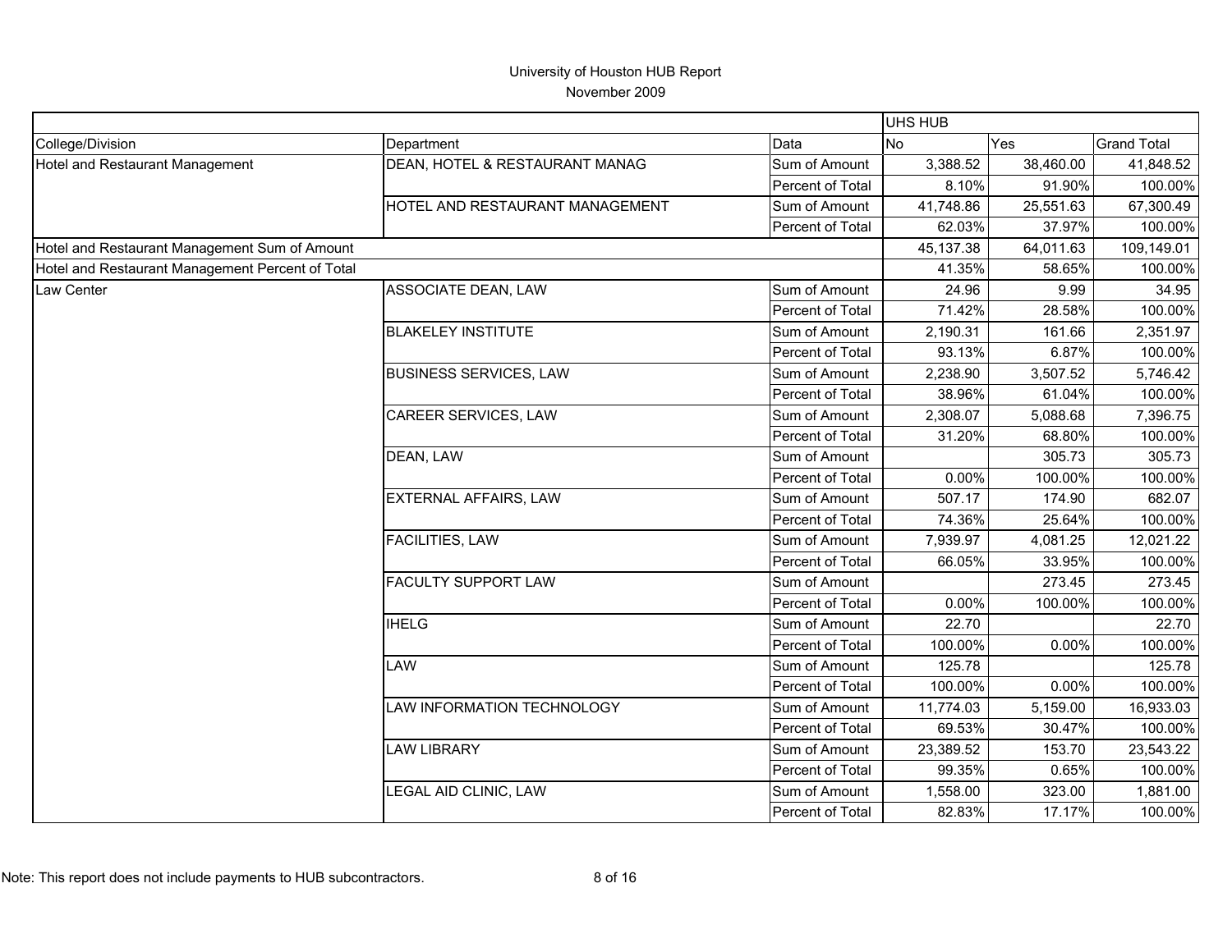# University of Houston HUB Report

November 2009

| | | | UHS HUB | | |
|---|---|---|---|---|---|
| College/Division | Department | Data | No | Yes | Grand Total |
| Hotel and Restaurant Management | DEAN, HOTEL & RESTAURANT MANAG | Sum of Amount | 3,388.52 | 38,460.00 | 41,848.52 |
| | | Percent of Total | 8.10% | 91.90% | 100.00% |
| | HOTEL AND RESTAURANT MANAGEMENT | Sum of Amount | 41,748.86 | 25,551.63 | 67,300.49 |
| | | Percent of Total | 62.03% | 37.97% | 100.00% |
| Hotel and Restaurant Management Sum of Amount | | | 45,137.38 | 64,011.63 | 109,149.01 |
| Hotel and Restaurant Management Percent of Total | | | 41.35% | 58.65% | 100.00% |
| Law Center | ASSOCIATE DEAN, LAW | Sum of Amount | 24.96 | 9.99 | 34.95 |
| | | Percent of Total | 71.42% | 28.58% | 100.00% |
| | BLAKELEY INSTITUTE | Sum of Amount | 2,190.31 | 161.66 | 2,351.97 |
| | | Percent of Total | 93.13% | 6.87% | 100.00% |
| | BUSINESS SERVICES, LAW | Sum of Amount | 2,238.90 | 3,507.52 | 5,746.42 |
| | | Percent of Total | 38.96% | 61.04% | 100.00% |
| | CAREER SERVICES, LAW | Sum of Amount | 2,308.07 | 5,088.68 | 7,396.75 |
| | | Percent of Total | 31.20% | 68.80% | 100.00% |
| | DEAN, LAW | Sum of Amount | | 305.73 | 305.73 |
| | | Percent of Total | 0.00% | 100.00% | 100.00% |
| | EXTERNAL AFFAIRS, LAW | Sum of Amount | 507.17 | 174.90 | 682.07 |
| | | Percent of Total | 74.36% | 25.64% | 100.00% |
| | FACILITIES, LAW | Sum of Amount | 7,939.97 | 4,081.25 | 12,021.22 |
| | | Percent of Total | 66.05% | 33.95% | 100.00% |
| | FACULTY SUPPORT LAW | Sum of Amount | | 273.45 | 273.45 |
| | | Percent of Total | 0.00% | 100.00% | 100.00% |
| | IHELG | Sum of Amount | 22.70 | | 22.70 |
| | | Percent of Total | 100.00% | 0.00% | 100.00% |
| | LAW | Sum of Amount | 125.78 | | 125.78 |
| | | Percent of Total | 100.00% | 0.00% | 100.00% |
| | LAW INFORMATION TECHNOLOGY | Sum of Amount | 11,774.03 | 5,159.00 | 16,933.03 |
| | | Percent of Total | 69.53% | 30.47% | 100.00% |
| | LAW LIBRARY | Sum of Amount | 23,389.52 | 153.70 | 23,543.22 |
| | | Percent of Total | 99.35% | 0.65% | 100.00% |
| | LEGAL AID CLINIC, LAW | Sum of Amount | 1,558.00 | 323.00 | 1,881.00 |
| | | Percent of Total | 82.83% | 17.17% | 100.00% |

Note: This report does not include payments to HUB subcontractors.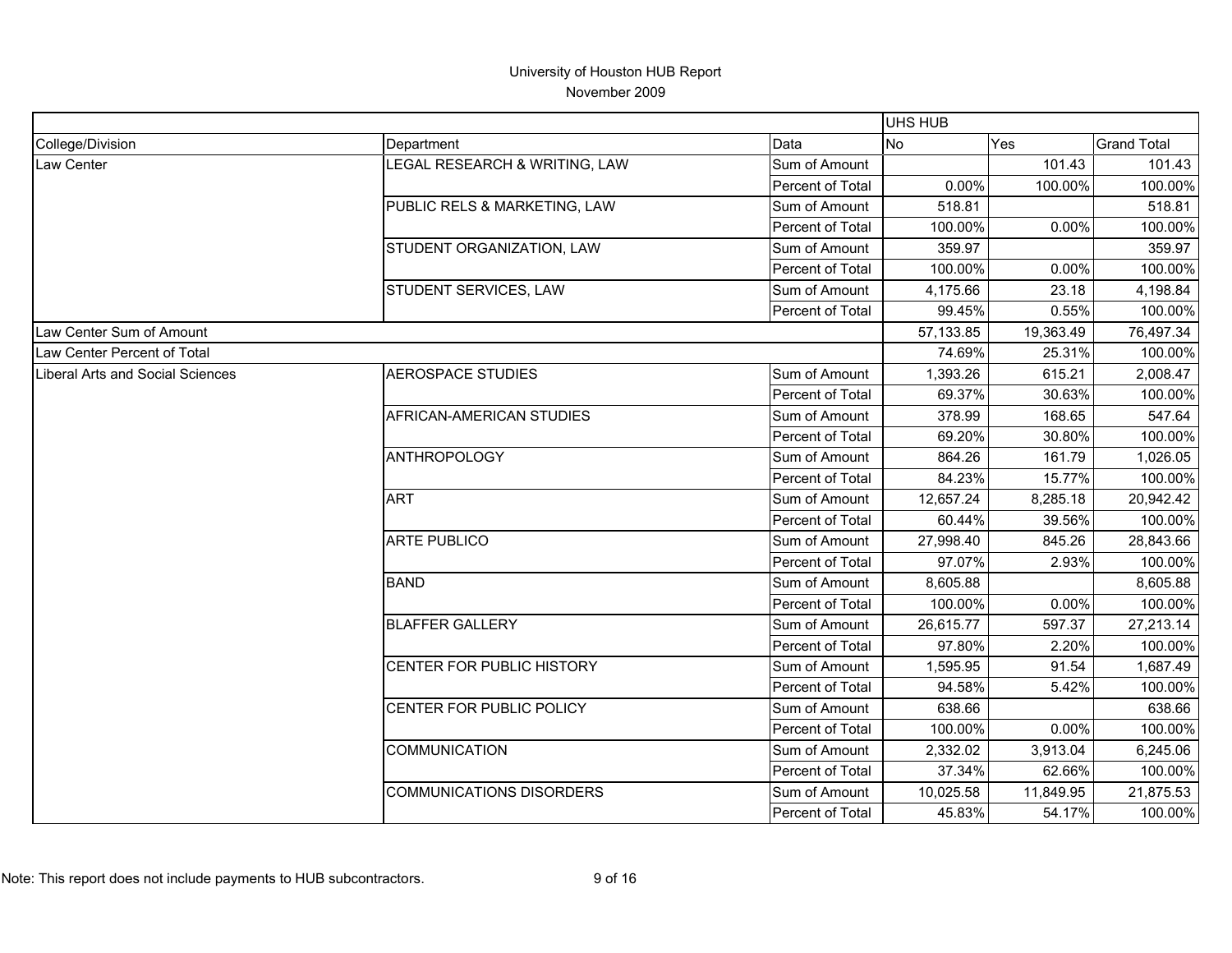# University of Houston HUB Report

November 2009

| | | | UHS HUB | | |
|---|---|---|---|---|---|
| College/Division | Department | Data | No | Yes | Grand Total |
| Law Center | LEGAL RESEARCH & WRITING, LAW | Sum of Amount | | 101.43 | 101.43 |
| | | Percent of Total | 0.00% | 100.00% | 100.00% |
| | PUBLIC RELS & MARKETING, LAW | Sum of Amount | 518.81 | | 518.81 |
| | | Percent of Total | 100.00% | 0.00% | 100.00% |
| | STUDENT ORGANIZATION, LAW | Sum of Amount | 359.97 | | 359.97 |
| | | Percent of Total | 100.00% | 0.00% | 100.00% |
| | STUDENT SERVICES, LAW | Sum of Amount | 4,175.66 | 23.18 | 4,198.84 |
| | | Percent of Total | 99.45% | 0.55% | 100.00% |
| Law Center Sum of Amount | | | 57,133.85 | 19,363.49 | 76,497.34 |
| Law Center Percent of Total | | | 74.69% | 25.31% | 100.00% |
| Liberal Arts and Social Sciences | AEROSPACE STUDIES | Sum of Amount | 1,393.26 | 615.21 | 2,008.47 |
| | | Percent of Total | 69.37% | 30.63% | 100.00% |
| | AFRICAN-AMERICAN STUDIES | Sum of Amount | 378.99 | 168.65 | 547.64 |
| | | Percent of Total | 69.20% | 30.80% | 100.00% |
| | ANTHROPOLOGY | Sum of Amount | 864.26 | 161.79 | 1,026.05 |
| | | Percent of Total | 84.23% | 15.77% | 100.00% |
| | ART | Sum of Amount | 12,657.24 | 8,285.18 | 20,942.42 |
| | | Percent of Total | 60.44% | 39.56% | 100.00% |
| | ARTE PUBLICO | Sum of Amount | 27,998.40 | 845.26 | 28,843.66 |
| | | Percent of Total | 97.07% | 2.93% | 100.00% |
| | BAND | Sum of Amount | 8,605.88 | | 8,605.88 |
| | | Percent of Total | 100.00% | 0.00% | 100.00% |
| | BLAFFER GALLERY | Sum of Amount | 26,615.77 | 597.37 | 27,213.14 |
| | | Percent of Total | 97.80% | 2.20% | 100.00% |
| | CENTER FOR PUBLIC HISTORY | Sum of Amount | 1,595.95 | 91.54 | 1,687.49 |
| | | Percent of Total | 94.58% | 5.42% | 100.00% |
| | CENTER FOR PUBLIC POLICY | Sum of Amount | 638.66 | | 638.66 |
| | | Percent of Total | 100.00% | 0.00% | 100.00% |
| | COMMUNICATION | Sum of Amount | 2,332.02 | 3,913.04 | 6,245.06 |
| | | Percent of Total | 37.34% | 62.66% | 100.00% |
| | COMMUNICATIONS DISORDERS | Sum of Amount | 10,025.58 | 11,849.95 | 21,875.53 |
| | | Percent of Total | 45.83% | 54.17% | 100.00% |

Note: This report does not include payments to HUB subcontractors.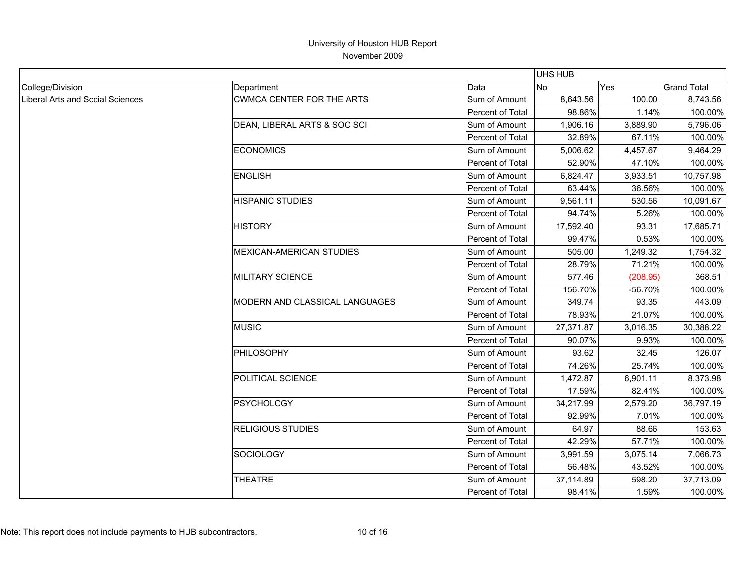# University of Houston HUB Report

November 2009

| | | | UHS HUB | | |
|---|---|---|---|---|---|
| College/Division | Department | Data | No | Yes | Grand Total |
| Liberal Arts and Social Sciences | CWMCA CENTER FOR THE ARTS | Sum of Amount | 8,643.56 | 100.00 | 8,743.56 |
| | | Percent of Total | 98.86% | 1.14% | 100.00% |
| | DEAN, LIBERAL ARTS & SOC SCI | Sum of Amount | 1,906.16 | 3,889.90 | 5,796.06 |
| | | Percent of Total | 32.89% | 67.11% | 100.00% |
| | ECONOMICS | Sum of Amount | 5,006.62 | 4,457.67 | 9,464.29 |
| | | Percent of Total | 52.90% | 47.10% | 100.00% |
| | ENGLISH | Sum of Amount | 6,824.47 | 3,933.51 | 10,757.98 |
| | | Percent of Total | 63.44% | 36.56% | 100.00% |
| | HISPANIC STUDIES | Sum of Amount | 9,561.11 | 530.56 | 10,091.67 |
| | | Percent of Total | 94.74% | 5.26% | 100.00% |
| | HISTORY | Sum of Amount | 17,592.40 | 93.31 | 17,685.71 |
| | | Percent of Total | 99.47% | 0.53% | 100.00% |
| | MEXICAN-AMERICAN STUDIES | Sum of Amount | 505.00 | 1,249.32 | 1,754.32 |
| | | Percent of Total | 28.79% | 71.21% | 100.00% |
| | MILITARY SCIENCE | Sum of Amount | 577.46 | (208.95) | 368.51 |
| | | Percent of Total | 156.70% | -56.70% | 100.00% |
| | MODERN AND CLASSICAL LANGUAGES | Sum of Amount | 349.74 | 93.35 | 443.09 |
| | | Percent of Total | 78.93% | 21.07% | 100.00% |
| | MUSIC | Sum of Amount | 27,371.87 | 3,016.35 | 30,388.22 |
| | | Percent of Total | 90.07% | 9.93% | 100.00% |
| | PHILOSOPHY | Sum of Amount | 93.62 | 32.45 | 126.07 |
| | | Percent of Total | 74.26% | 25.74% | 100.00% |
| | POLITICAL SCIENCE | Sum of Amount | 1,472.87 | 6,901.11 | 8,373.98 |
| | | Percent of Total | 17.59% | 82.41% | 100.00% |
| | PSYCHOLOGY | Sum of Amount | 34,217.99 | 2,579.20 | 36,797.19 |
| | | Percent of Total | 92.99% | 7.01% | 100.00% |
| | RELIGIOUS STUDIES | Sum of Amount | 64.97 | 88.66 | 153.63 |
| | | Percent of Total | 42.29% | 57.71% | 100.00% |
| | SOCIOLOGY | Sum of Amount | 3,991.59 | 3,075.14 | 7,066.73 |
| | | Percent of Total | 56.48% | 43.52% | 100.00% |
| | THEATRE | Sum of Amount | 37,114.89 | 598.20 | 37,713.09 |
| | | Percent of Total | 98.41% | 1.59% | 100.00% |

Note: This report does not include payments to HUB subcontractors.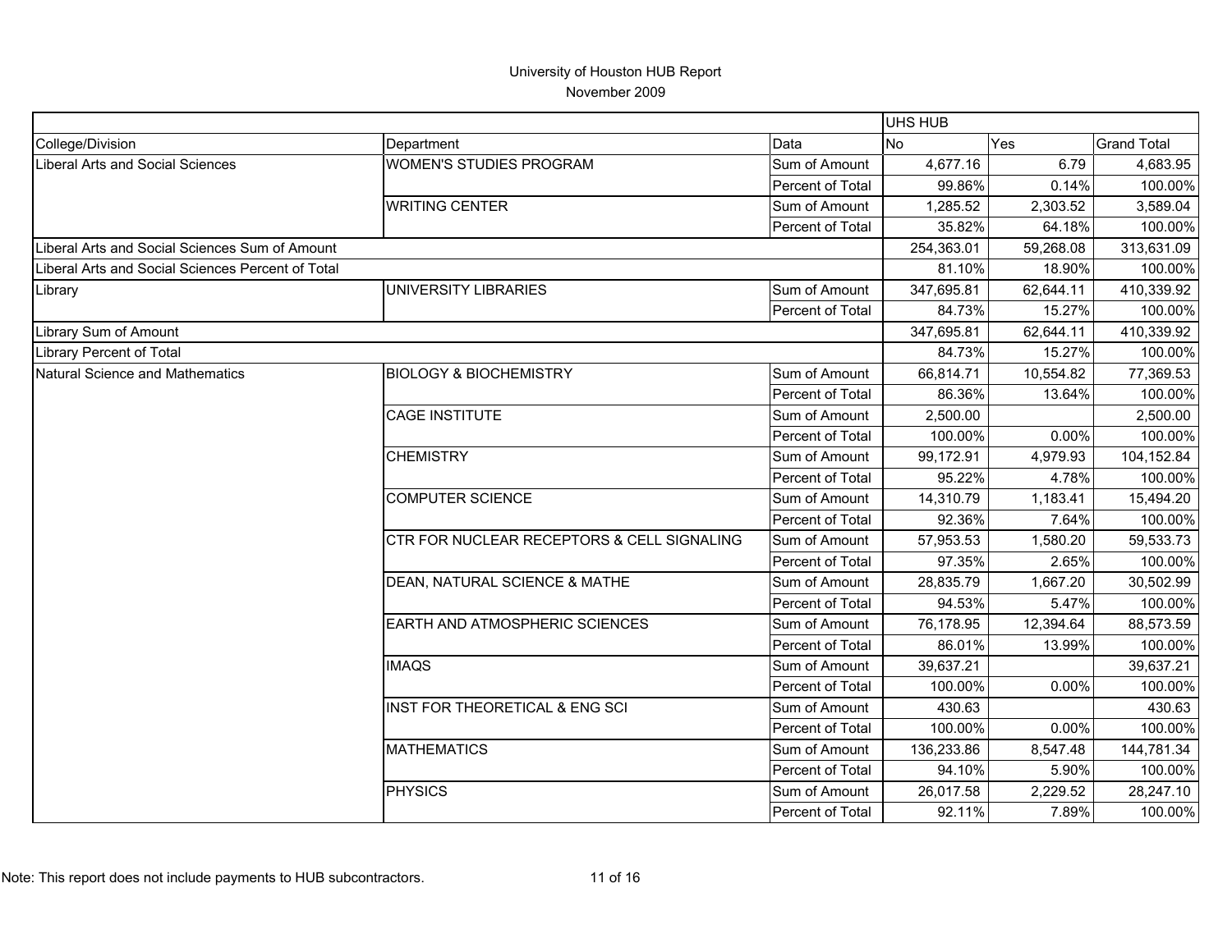# University of Houston HUB Report

November 2009

| | | | UHS HUB | | |
|---|---|---|---|---|---|
| College/Division | Department | Data | No | Yes | Grand Total |
| Liberal Arts and Social Sciences | WOMEN'S STUDIES PROGRAM | Sum of Amount | 4,677.16 | 6.79 | 4,683.95 |
| | | Percent of Total | 99.86% | 0.14% | 100.00% |
| | WRITING CENTER | Sum of Amount | 1,285.52 | 2,303.52 | 3,589.04 |
| | | Percent of Total | 35.82% | 64.18% | 100.00% |
| Liberal Arts and Social Sciences Sum of Amount | | | 254,363.01 | 59,268.08 | 313,631.09 |
| Liberal Arts and Social Sciences Percent of Total | | | 81.10% | 18.90% | 100.00% |
| Library | UNIVERSITY LIBRARIES | Sum of Amount | 347,695.81 | 62,644.11 | 410,339.92 |
| | | Percent of Total | 84.73% | 15.27% | 100.00% |
| Library Sum of Amount | | | 347,695.81 | 62,644.11 | 410,339.92 |
| Library Percent of Total | | | 84.73% | 15.27% | 100.00% |
| Natural Science and Mathematics | BIOLOGY & BIOCHEMISTRY | Sum of Amount | 66,814.71 | 10,554.82 | 77,369.53 |
| | | Percent of Total | 86.36% | 13.64% | 100.00% |
| | CAGE INSTITUTE | Sum of Amount | 2,500.00 | | 2,500.00 |
| | | Percent of Total | 100.00% | 0.00% | 100.00% |
| | CHEMISTRY | Sum of Amount | 99,172.91 | 4,979.93 | 104,152.84 |
| | | Percent of Total | 95.22% | 4.78% | 100.00% |
| | COMPUTER SCIENCE | Sum of Amount | 14,310.79 | 1,183.41 | 15,494.20 |
| | | Percent of Total | 92.36% | 7.64% | 100.00% |
| | CTR FOR NUCLEAR RECEPTORS & CELL SIGNALING | Sum of Amount | 57,953.53 | 1,580.20 | 59,533.73 |
| | | Percent of Total | 97.35% | 2.65% | 100.00% |
| | DEAN, NATURAL SCIENCE & MATHE | Sum of Amount | 28,835.79 | 1,667.20 | 30,502.99 |
| | | Percent of Total | 94.53% | 5.47% | 100.00% |
| | EARTH AND ATMOSPHERIC SCIENCES | Sum of Amount | 76,178.95 | 12,394.64 | 88,573.59 |
| | | Percent of Total | 86.01% | 13.99% | 100.00% |
| | IMAQS | Sum of Amount | 39,637.21 | | 39,637.21 |
| | | Percent of Total | 100.00% | 0.00% | 100.00% |
| | INST FOR THEORETICAL & ENG SCI | Sum of Amount | 430.63 | | 430.63 |
| | | Percent of Total | 100.00% | 0.00% | 100.00% |
| | MATHEMATICS | Sum of Amount | 136,233.86 | 8,547.48 | 144,781.34 |
| | | Percent of Total | 94.10% | 5.90% | 100.00% |
| | PHYSICS | Sum of Amount | 26,017.58 | 2,229.52 | 28,247.10 |
| | | Percent of Total | 92.11% | 7.89% | 100.00% |

Note: This report does not include payments to HUB subcontractors.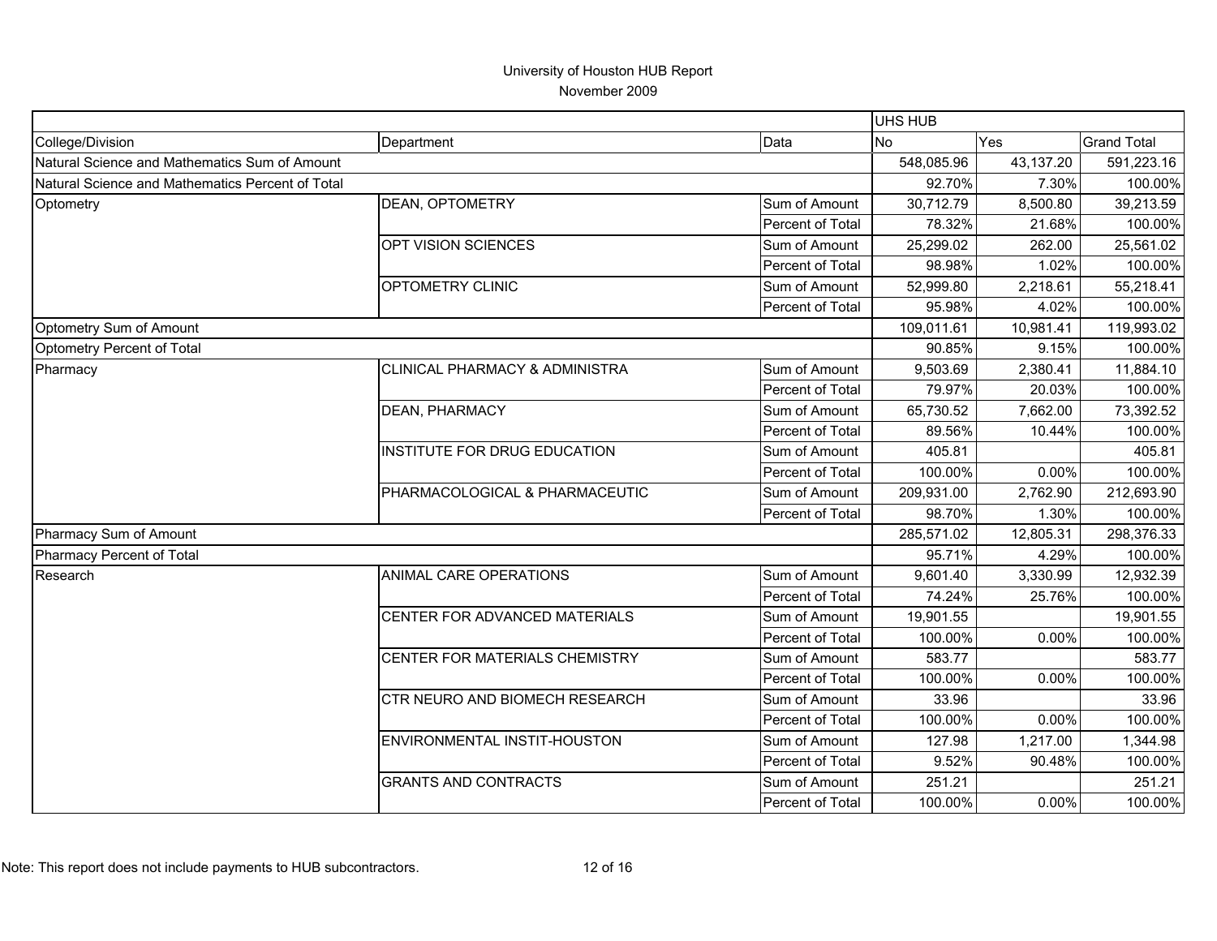# University of Houston HUB Report

November 2009

| | | | UHS HUB | | |
|---|---|---|---|---|---|
| College/Division | Department | Data | No | Yes | Grand Total |
| Natural Science and Mathematics Sum of Amount | | | 548,085.96 | 43,137.20 | 591,223.16 |
| Natural Science and Mathematics Percent of Total | | | 92.70% | 7.30% | 100.00% |
| Optometry | DEAN, OPTOMETRY | Sum of Amount | 30,712.79 | 8,500.80 | 39,213.59 |
| | | Percent of Total | 78.32% | 21.68% | 100.00% |
| | OPT VISION SCIENCES | Sum of Amount | 25,299.02 | 262.00 | 25,561.02 |
| | | Percent of Total | 98.98% | 1.02% | 100.00% |
| | OPTOMETRY CLINIC | Sum of Amount | 52,999.80 | 2,218.61 | 55,218.41 |
| | | Percent of Total | 95.98% | 4.02% | 100.00% |
| Optometry Sum of Amount | | | 109,011.61 | 10,981.41 | 119,993.02 |
| Optometry Percent of Total | | | 90.85% | 9.15% | 100.00% |
| Pharmacy | CLINICAL PHARMACY & ADMINISTRA | Sum of Amount | 9,503.69 | 2,380.41 | 11,884.10 |
| | | Percent of Total | 79.97% | 20.03% | 100.00% |
| | DEAN, PHARMACY | Sum of Amount | 65,730.52 | 7,662.00 | 73,392.52 |
| | | Percent of Total | 89.56% | 10.44% | 100.00% |
| | INSTITUTE FOR DRUG EDUCATION | Sum of Amount | 405.81 | | 405.81 |
| | | Percent of Total | 100.00% | 0.00% | 100.00% |
| | PHARMACOLOGICAL & PHARMACEUTIC | Sum of Amount | 209,931.00 | 2,762.90 | 212,693.90 |
| | | Percent of Total | 98.70% | 1.30% | 100.00% |
| Pharmacy Sum of Amount | | | 285,571.02 | 12,805.31 | 298,376.33 |
| Pharmacy Percent of Total | | | 95.71% | 4.29% | 100.00% |
| Research | ANIMAL CARE OPERATIONS | Sum of Amount | 9,601.40 | 3,330.99 | 12,932.39 |
| | | Percent of Total | 74.24% | 25.76% | 100.00% |
| | CENTER FOR ADVANCED MATERIALS | Sum of Amount | 19,901.55 | | 19,901.55 |
| | | Percent of Total | 100.00% | 0.00% | 100.00% |
| | CENTER FOR MATERIALS CHEMISTRY | Sum of Amount | 583.77 | | 583.77 |
| | | Percent of Total | 100.00% | 0.00% | 100.00% |
| | CTR NEURO AND BIOMECH RESEARCH | Sum of Amount | 33.96 | | 33.96 |
| | | Percent of Total | 100.00% | 0.00% | 100.00% |
| | ENVIRONMENTAL INSTIT-HOUSTON | Sum of Amount | 127.98 | 1,217.00 | 1,344.98 |
| | | Percent of Total | 9.52% | 90.48% | 100.00% |
| | GRANTS AND CONTRACTS | Sum of Amount | 251.21 | | 251.21 |
| | | Percent of Total | 100.00% | 0.00% | 100.00% |

Note: This report does not include payments to HUB subcontractors.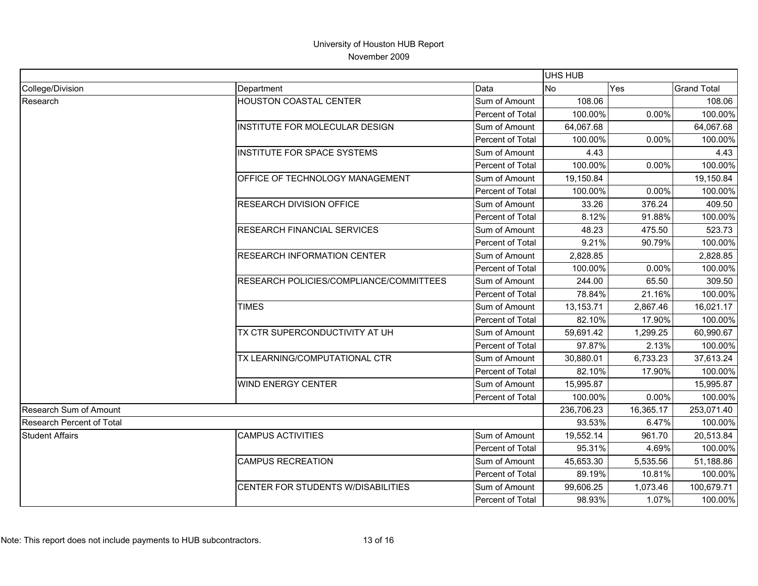# University of Houston HUB Report

November 2009

| | | | UHS HUB | | |
|---|---|---|---|---|---|
| College/Division | Department | Data | No | Yes | Grand Total |
| Research | HOUSTON COASTAL CENTER | Sum of Amount | 108.06 | | 108.06 |
| | | Percent of Total | 100.00% | 0.00% | 100.00% |
| | INSTITUTE FOR MOLECULAR DESIGN | Sum of Amount | 64,067.68 | | 64,067.68 |
| | | Percent of Total | 100.00% | 0.00% | 100.00% |
| | INSTITUTE FOR SPACE SYSTEMS | Sum of Amount | 4.43 | | 4.43 |
| | | Percent of Total | 100.00% | 0.00% | 100.00% |
| | OFFICE OF TECHNOLOGY MANAGEMENT | Sum of Amount | 19,150.84 | | 19,150.84 |
| | | Percent of Total | 100.00% | 0.00% | 100.00% |
| | RESEARCH DIVISION OFFICE | Sum of Amount | 33.26 | 376.24 | 409.50 |
| | | Percent of Total | 8.12% | 91.88% | 100.00% |
| | RESEARCH FINANCIAL SERVICES | Sum of Amount | 48.23 | 475.50 | 523.73 |
| | | Percent of Total | 9.21% | 90.79% | 100.00% |
| | RESEARCH INFORMATION CENTER | Sum of Amount | 2,828.85 | | 2,828.85 |
| | | Percent of Total | 100.00% | 0.00% | 100.00% |
| | RESEARCH POLICIES/COMPLIANCE/COMMITTEES | Sum of Amount | 244.00 | 65.50 | 309.50 |
| | | Percent of Total | 78.84% | 21.16% | 100.00% |
| | TIMES | Sum of Amount | 13,153.71 | 2,867.46 | 16,021.17 |
| | | Percent of Total | 82.10% | 17.90% | 100.00% |
| | TX CTR SUPERCONDUCTIVITY AT UH | Sum of Amount | 59,691.42 | 1,299.25 | 60,990.67 |
| | | Percent of Total | 97.87% | 2.13% | 100.00% |
| | TX LEARNING/COMPUTATIONAL CTR | Sum of Amount | 30,880.01 | 6,733.23 | 37,613.24 |
| | | Percent of Total | 82.10% | 17.90% | 100.00% |
| | WIND ENERGY CENTER | Sum of Amount | 15,995.87 | | 15,995.87 |
| | | Percent of Total | 100.00% | 0.00% | 100.00% |
| Research Sum of Amount | | | 236,706.23 | 16,365.17 | 253,071.40 |
| Research Percent of Total | | | 93.53% | 6.47% | 100.00% |
| Student Affairs | CAMPUS ACTIVITIES | Sum of Amount | 19,552.14 | 961.70 | 20,513.84 |
| | | Percent of Total | 95.31% | 4.69% | 100.00% |
| | CAMPUS RECREATION | Sum of Amount | 45,653.30 | 5,535.56 | 51,188.86 |
| | | Percent of Total | 89.19% | 10.81% | 100.00% |
| | CENTER FOR STUDENTS W/DISABILITIES | Sum of Amount | 99,606.25 | 1,073.46 | 100,679.71 |
| | | Percent of Total | 98.93% | 1.07% | 100.00% |

Note: This report does not include payments to HUB subcontractors.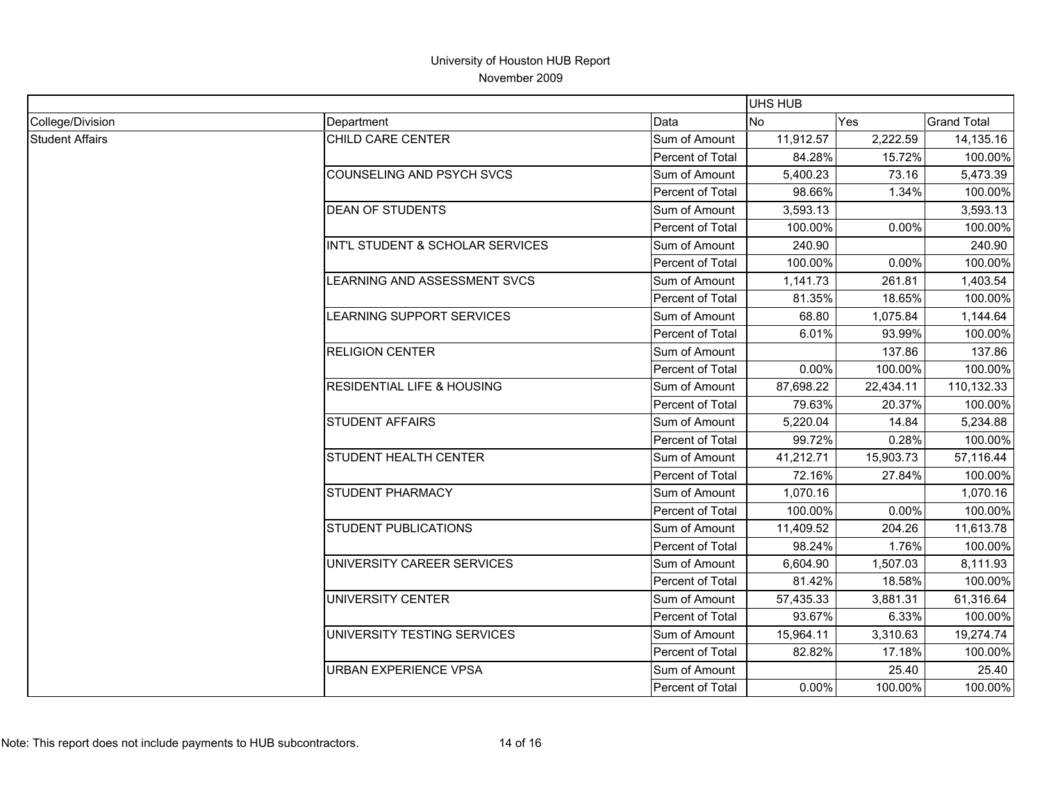# University of Houston HUB Report

November 2009

| | | | UHS HUB | | |
|---|---|---|---|---|---|
| College/Division | Department | Data | No | Yes | Grand Total |
| Student Affairs | CHILD CARE CENTER | Sum of Amount | 11,912.57 | 2,222.59 | 14,135.16 |
| | | Percent of Total | 84.28% | 15.72% | 100.00% |
| | COUNSELING AND PSYCH SVCS | Sum of Amount | 5,400.23 | 73.16 | 5,473.39 |
| | | Percent of Total | 98.66% | 1.34% | 100.00% |
| | DEAN OF STUDENTS | Sum of Amount | 3,593.13 | | 3,593.13 |
| | | Percent of Total | 100.00% | 0.00% | 100.00% |
| | INT'L STUDENT & SCHOLAR SERVICES | Sum of Amount | 240.90 | | 240.90 |
| | | Percent of Total | 100.00% | 0.00% | 100.00% |
| | LEARNING AND ASSESSMENT SVCS | Sum of Amount | 1,141.73 | 261.81 | 1,403.54 |
| | | Percent of Total | 81.35% | 18.65% | 100.00% |
| | LEARNING SUPPORT SERVICES | Sum of Amount | 68.80 | 1,075.84 | 1,144.64 |
| | | Percent of Total | 6.01% | 93.99% | 100.00% |
| | RELIGION CENTER | Sum of Amount | | 137.86 | 137.86 |
| | | Percent of Total | 0.00% | 100.00% | 100.00% |
| | RESIDENTIAL LIFE & HOUSING | Sum of Amount | 87,698.22 | 22,434.11 | 110,132.33 |
| | | Percent of Total | 79.63% | 20.37% | 100.00% |
| | STUDENT AFFAIRS | Sum of Amount | 5,220.04 | 14.84 | 5,234.88 |
| | | Percent of Total | 99.72% | 0.28% | 100.00% |
| | STUDENT HEALTH CENTER | Sum of Amount | 41,212.71 | 15,903.73 | 57,116.44 |
| | | Percent of Total | 72.16% | 27.84% | 100.00% |
| | STUDENT PHARMACY | Sum of Amount | 1,070.16 | | 1,070.16 |
| | | Percent of Total | 100.00% | 0.00% | 100.00% |
| | STUDENT PUBLICATIONS | Sum of Amount | 11,409.52 | 204.26 | 11,613.78 |
| | | Percent of Total | 98.24% | 1.76% | 100.00% |
| | UNIVERSITY CAREER SERVICES | Sum of Amount | 6,604.90 | 1,507.03 | 8,111.93 |
| | | Percent of Total | 81.42% | 18.58% | 100.00% |
| | UNIVERSITY CENTER | Sum of Amount | 57,435.33 | 3,881.31 | 61,316.64 |
| | | Percent of Total | 93.67% | 6.33% | 100.00% |
| | UNIVERSITY TESTING SERVICES | Sum of Amount | 15,964.11 | 3,310.63 | 19,274.74 |
| | | Percent of Total | 82.82% | 17.18% | 100.00% |
| | URBAN EXPERIENCE VPSA | Sum of Amount | | 25.40 | 25.40 |
| | | Percent of Total | 0.00% | 100.00% | 100.00% |

Note: This report does not include payments to HUB subcontractors.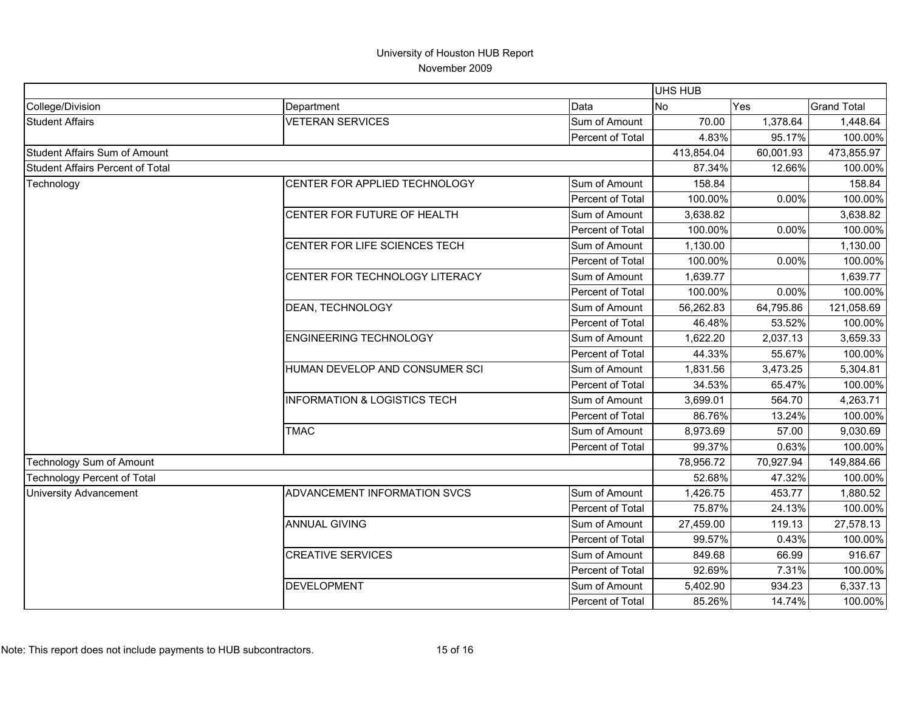# University of Houston HUB Report

November 2009

| | | | UHS HUB | | |
|---|---|---|---|---|---|
| College/Division | Department | Data | No | Yes | Grand Total |
| Student Affairs | VETERAN SERVICES | Sum of Amount | 70.00 | 1,378.64 | 1,448.64 |
| | | Percent of Total | 4.83% | 95.17% | 100.00% |
| Student Affairs Sum of Amount | | | 413,854.04 | 60,001.93 | 473,855.97 |
| Student Affairs Percent of Total | | | 87.34% | 12.66% | 100.00% |
| Technology | CENTER FOR APPLIED TECHNOLOGY | Sum of Amount | 158.84 | | 158.84 |
| | | Percent of Total | 100.00% | 0.00% | 100.00% |
| | CENTER FOR FUTURE OF HEALTH | Sum of Amount | 3,638.82 | | 3,638.82 |
| | | Percent of Total | 100.00% | 0.00% | 100.00% |
| | CENTER FOR LIFE SCIENCES TECH | Sum of Amount | 1,130.00 | | 1,130.00 |
| | | Percent of Total | 100.00% | 0.00% | 100.00% |
| | CENTER FOR TECHNOLOGY LITERACY | Sum of Amount | 1,639.77 | | 1,639.77 |
| | | Percent of Total | 100.00% | 0.00% | 100.00% |
| | DEAN, TECHNOLOGY | Sum of Amount | 56,262.83 | 64,795.86 | 121,058.69 |
| | | Percent of Total | 46.48% | 53.52% | 100.00% |
| | ENGINEERING TECHNOLOGY | Sum of Amount | 1,622.20 | 2,037.13 | 3,659.33 |
| | | Percent of Total | 44.33% | 55.67% | 100.00% |
| | HUMAN DEVELOP AND CONSUMER SCI | Sum of Amount | 1,831.56 | 3,473.25 | 5,304.81 |
| | | Percent of Total | 34.53% | 65.47% | 100.00% |
| | INFORMATION & LOGISTICS TECH | Sum of Amount | 3,699.01 | 564.70 | 4,263.71 |
| | | Percent of Total | 86.76% | 13.24% | 100.00% |
| | TMAC | Sum of Amount | 8,973.69 | 57.00 | 9,030.69 |
| | | Percent of Total | 99.37% | 0.63% | 100.00% |
| Technology Sum of Amount | | | 78,956.72 | 70,927.94 | 149,884.66 |
| Technology Percent of Total | | | 52.68% | 47.32% | 100.00% |
| University Advancement | ADVANCEMENT INFORMATION SVCS | Sum of Amount | 1,426.75 | 453.77 | 1,880.52 |
| | | Percent of Total | 75.87% | 24.13% | 100.00% |
| | ANNUAL GIVING | Sum of Amount | 27,459.00 | 119.13 | 27,578.13 |
| | | Percent of Total | 99.57% | 0.43% | 100.00% |
| | CREATIVE SERVICES | Sum of Amount | 849.68 | 66.99 | 916.67 |
| | | Percent of Total | 92.69% | 7.31% | 100.00% |
| | DEVELOPMENT | Sum of Amount | 5,402.90 | 934.23 | 6,337.13 |
| | | Percent of Total | 85.26% | 14.74% | 100.00% |

Note: This report does not include payments to HUB subcontractors.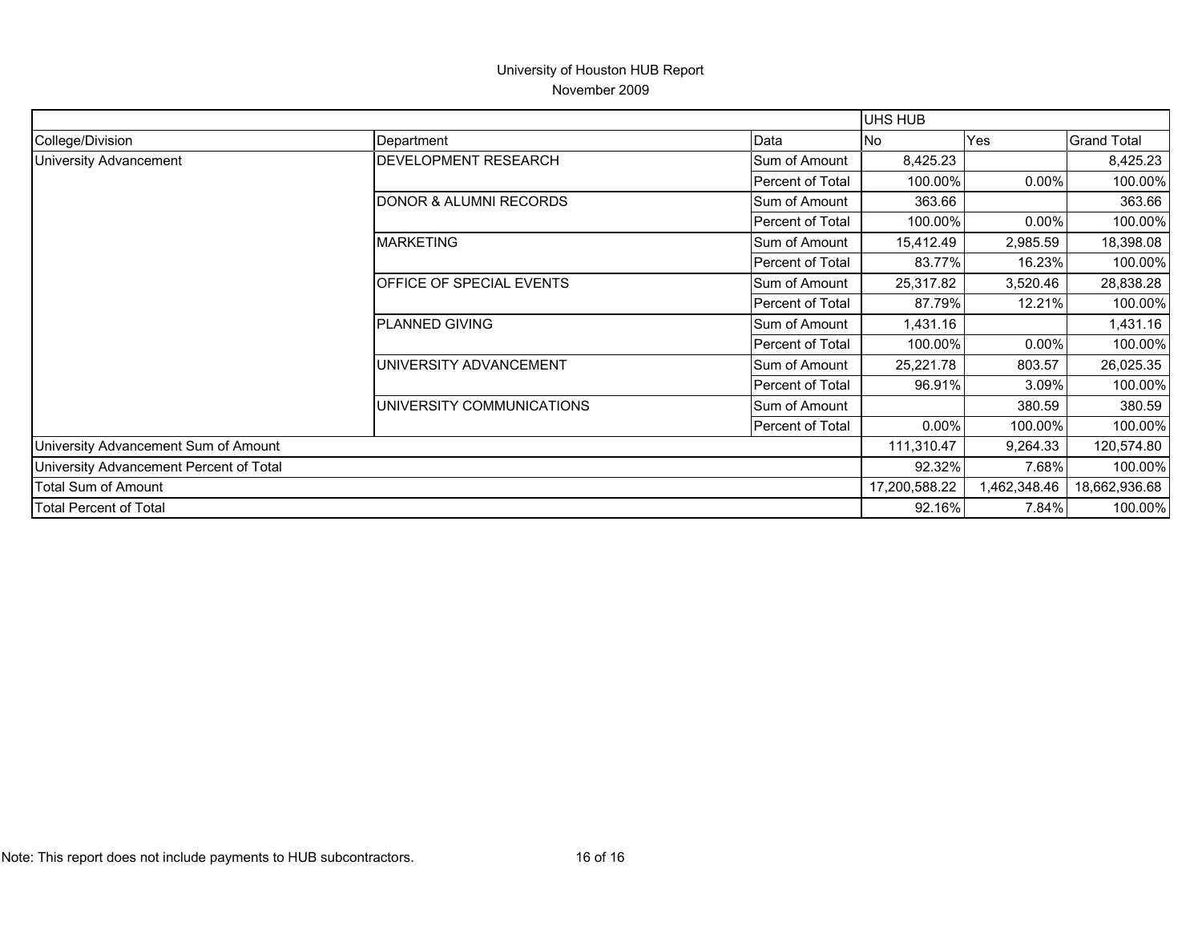University of Houston HUB Report

November 2009

| | | | UHS HUB | | |
|---|---|---|---|---|---|
| College/Division | Department | Data | No | Yes | Grand Total |
| University Advancement | DEVELOPMENT RESEARCH | Sum of Amount | 8,425.23 | | 8,425.23 |
| | | Percent of Total | 100.00% | 0.00% | 100.00% |
| | DONOR & ALUMNI RECORDS | Sum of Amount | 363.66 | | 363.66 |
| | | Percent of Total | 100.00% | 0.00% | 100.00% |
| | MARKETING | Sum of Amount | 15,412.49 | 2,985.59 | 18,398.08 |
| | | Percent of Total | 83.77% | 16.23% | 100.00% |
| | OFFICE OF SPECIAL EVENTS | Sum of Amount | 25,317.82 | 3,520.46 | 28,838.28 |
| | | Percent of Total | 87.79% | 12.21% | 100.00% |
| | PLANNED GIVING | Sum of Amount | 1,431.16 | | 1,431.16 |
| | | Percent of Total | 100.00% | 0.00% | 100.00% |
| | UNIVERSITY ADVANCEMENT | Sum of Amount | 25,221.78 | 803.57 | 26,025.35 |
| | | Percent of Total | 96.91% | 3.09% | 100.00% |
| | UNIVERSITY COMMUNICATIONS | Sum of Amount | | 380.59 | 380.59 |
| | | Percent of Total | 0.00% | 100.00% | 100.00% |
| University Advancement Sum of Amount | | | 111,310.47 | 9,264.33 | 120,574.80 |
| University Advancement Percent of Total | | | 92.32% | 7.68% | 100.00% |
| Total Sum of Amount | | | 17,200,588.22 | 1,462,348.46 | 18,662,936.68 |
| Total Percent of Total | | | 92.16% | 7.84% | 100.00% |

Note: This report does not include payments to HUB subcontractors.